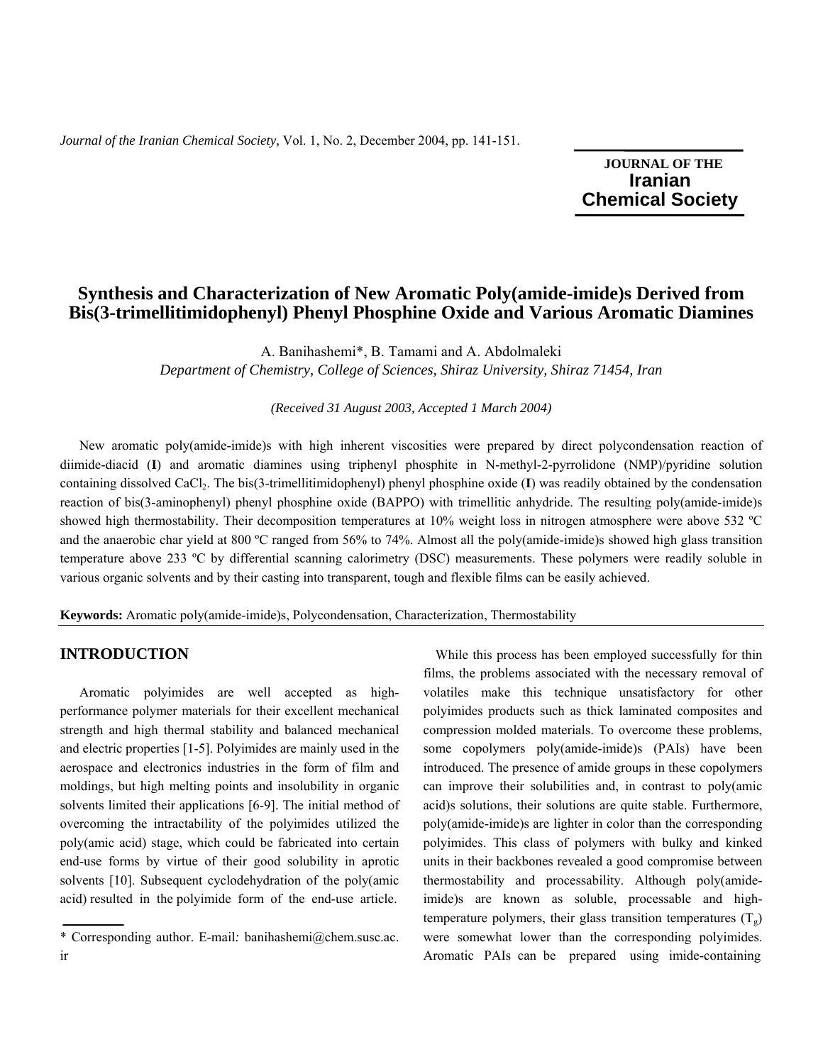# Synthesis and Characterization of New Aromatic Poly(amide-imide)s Derived from Bis(3-trimellitimidophenyl) Phenyl Phosphine Oxide and Various Aromatic Diamines

A. Banihashemi*, B. Tamami and A. Abdolmaleki

*Department of Chemistry, College of Sciences, Shiraz University, Shiraz 71454, Iran*

*(Received 31 August 2003, Accepted 1 March 2004)*

New aromatic poly(amide-imide)s with high inherent viscosities were prepared by direct polycondensation reaction of diimide-diacid (**I**) and aromatic diamines using triphenyl phosphite in N-methyl-2-pyrrolidone (NMP)/pyridine solution containing dissolved $CaCl_2$. The bis(3-trimellitimidophenyl) phenyl phosphine oxide (**I**) was readily obtained by the condensation reaction of bis(3-aminophenyl) phenyl phosphine oxide (BAPPO) with trimellitic anhydride. The resulting poly(amide-imide)s showed high thermostability. Their decomposition temperatures at 10% weight loss in nitrogen atmosphere were above 532 ºC and the anaerobic char yield at 800 ºC ranged from 56% to 74%. Almost all the poly(amide-imide)s showed high glass transition temperature above 233 ºC by differential scanning calorimetry (DSC) measurements. These polymers were readily soluble in various organic solvents and by their casting into transparent, tough and flexible films can be easily achieved.

**Keywords:** Aromatic poly(amide-imide)s, Polycondensation, Characterization, Thermostability

## INTRODUCTION

Aromatic polyimides are well accepted as high-performance polymer materials for their excellent mechanical strength and high thermal stability and balanced mechanical and electric properties [1-5]. Polyimides are mainly used in the aerospace and electronics industries in the form of film and moldings, but high melting points and insolubility in organic solvents limited their applications [6-9]. The initial method of overcoming the intractability of the polyimides utilized the poly(amic acid) stage, which could be fabricated into certain end-use forms by virtue of their good solubility in aprotic solvents [10]. Subsequent cyclodehydration of the poly(amic acid) resulted in the polyimide form of the end-use article.

While this process has been employed successfully for thin films, the problems associated with the necessary removal of volatiles make this technique unsatisfactory for other polyimides products such as thick laminated composites and compression molded materials. To overcome these problems, some copolymers poly(amide-imide)s (PAIs) have been introduced. The presence of amide groups in these copolymers can improve their solubilities and, in contrast to poly(amic acid)s solutions, their solutions are quite stable. Furthermore, poly(amide-imide)s are lighter in color than the corresponding polyimides. This class of polymers with bulky and kinked units in their backbones revealed a good compromise between thermostability and processability. Although poly(amide-imide)s are known as soluble, processable and high-temperature polymers, their glass transition temperatures ($T_g$) were somewhat lower than the corresponding polyimides. Aromatic PAIs can be prepared using imide-containing

* Corresponding author. E-mail: banihashemi@chem.susc.ac.ir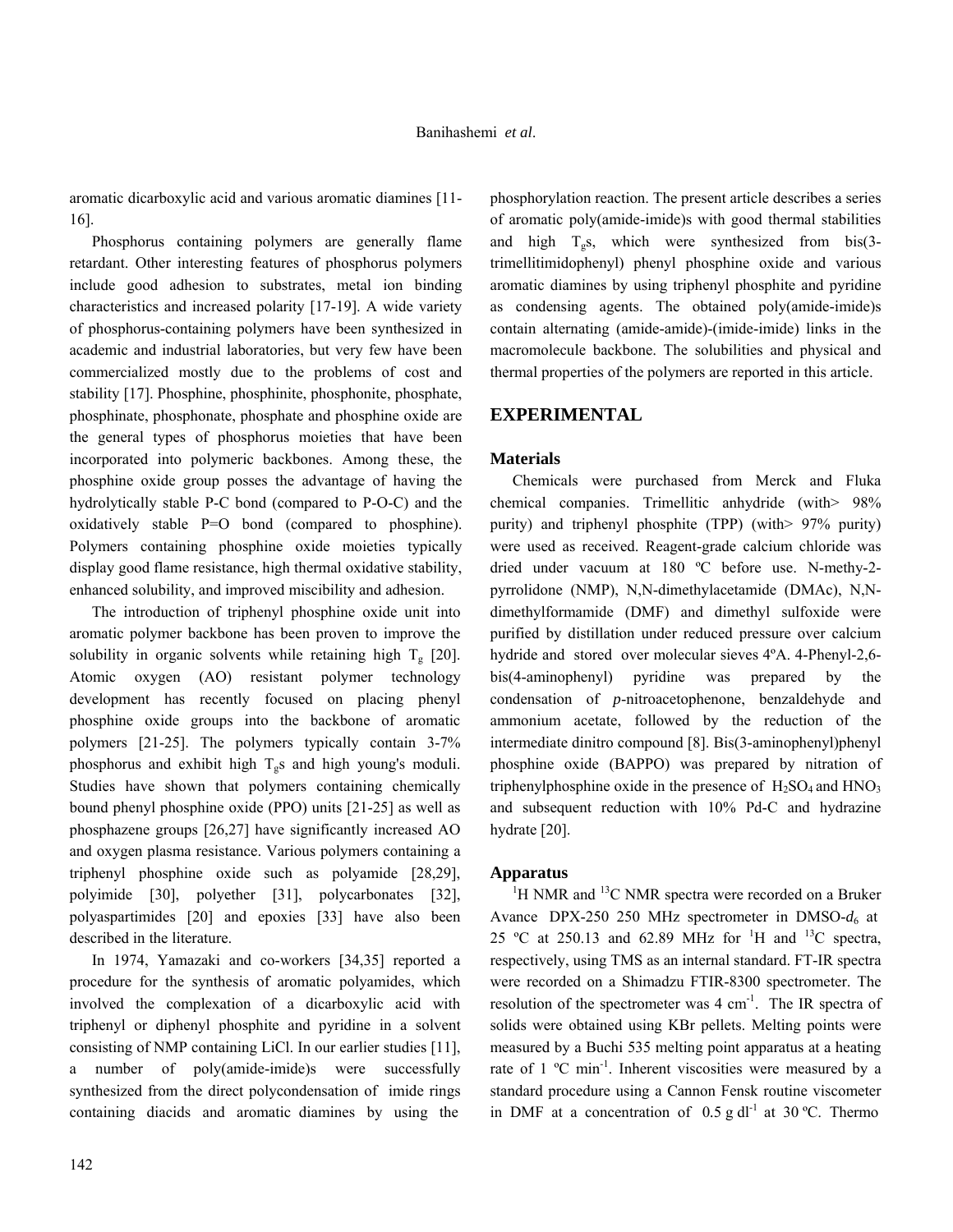aromatic dicarboxylic acid and various aromatic diamines [11-16].

Phosphorus containing polymers are generally flame retardant. Other interesting features of phosphorus polymers include good adhesion to substrates, metal ion binding characteristics and increased polarity [17-19]. A wide variety of phosphorus-containing polymers have been synthesized in academic and industrial laboratories, but very few have been commercialized mostly due to the problems of cost and stability [17]. Phosphine, phosphinite, phosphonite, phosphate, phosphinate, phosphonate, phosphate and phosphine oxide are the general types of phosphorus moieties that have been incorporated into polymeric backbones. Among these, the phosphine oxide group posses the advantage of having the hydrolytically stable P-C bond (compared to P-O-C) and the oxidatively stable P=O bond (compared to phosphine). Polymers containing phosphine oxide moieties typically display good flame resistance, high thermal oxidative stability, enhanced solubility, and improved miscibility and adhesion.

The introduction of triphenyl phosphine oxide unit into aromatic polymer backbone has been proven to improve the solubility in organic solvents while retaining high $T_g$ [20]. Atomic oxygen (AO) resistant polymer technology development has recently focused on placing phenyl phosphine oxide groups into the backbone of aromatic polymers [21-25]. The polymers typically contain 3-7% phosphorus and exhibit high $T_g$s and high young's moduli. Studies have shown that polymers containing chemically bound phenyl phosphine oxide (PPO) units [21-25] as well as phosphazene groups [26,27] have significantly increased AO and oxygen plasma resistance. Various polymers containing a triphenyl phosphine oxide such as polyamide [28,29], polyimide [30], polyether [31], polycarbonates [32], polyaspartimides [20] and epoxies [33] have also been described in the literature.

In 1974, Yamazaki and co-workers [34,35] reported a procedure for the synthesis of aromatic polyamides, which involved the complexation of a dicarboxylic acid with triphenyl or diphenyl phosphite and pyridine in a solvent consisting of NMP containing LiCl. In our earlier studies [11], a number of poly(amide-imide)s were successfully synthesized from the direct polycondensation of imide rings containing diacids and aromatic diamines by using the phosphorylation reaction. The present article describes a series of aromatic poly(amide-imide)s with good thermal stabilities and high $T_g$s, which were synthesized from bis(3-trimellitimidophenyl) phenyl phosphine oxide and various aromatic diamines by using triphenyl phosphite and pyridine as condensing agents. The obtained poly(amide-imide)s contain alternating (amide-amide)-(imide-imide) links in the macromolecule backbone. The solubilities and physical and thermal properties of the polymers are reported in this article.

## EXPERIMENTAL

### Materials

Chemicals were purchased from Merck and Fluka chemical companies. Trimellitic anhydride (with> 98% purity) and triphenyl phosphite (TPP) (with> 97% purity) were used as received. Reagent-grade calcium chloride was dried under vacuum at 180 ºC before use. N-methy-2-pyrrolidone (NMP), N,N-dimethylacetamide (DMAc), N,N-dimethylformamide (DMF) and dimethyl sulfoxide were purified by distillation under reduced pressure over calcium hydride and stored over molecular sieves 4ºA. 4-Phenyl-2,6-bis(4-aminophenyl) pyridine was prepared by the condensation of *p*-nitroacetophenone, benzaldehyde and ammonium acetate, followed by the reduction of the intermediate dinitro compound [8]. Bis(3-aminophenyl)phenyl phosphine oxide (BAPPO) was prepared by nitration of triphenylphosphine oxide in the presence of $H_2SO_4$ and $HNO_3$ and subsequent reduction with 10% Pd-C and hydrazine hydrate [20].

### Apparatus

$^1$H NMR and $^{13}$C NMR spectra were recorded on a Bruker Avance DPX-250 250 MHz spectrometer in DMSO-$d_6$ at 25 ºC at 250.13 and 62.89 MHz for $^1$H and $^{13}$C spectra, respectively, using TMS as an internal standard. FT-IR spectra were recorded on a Shimadzu FTIR-8300 spectrometer. The resolution of the spectrometer was 4 cm$^{-1}$. The IR spectra of solids were obtained using KBr pellets. Melting points were measured by a Buchi 535 melting point apparatus at a heating rate of 1 ºC min$^{-1}$. Inherent viscosities were measured by a standard procedure using a Cannon Fensk routine viscometer in DMF at a concentration of 0.5 g dl$^{-1}$ at 30 ºC. Thermo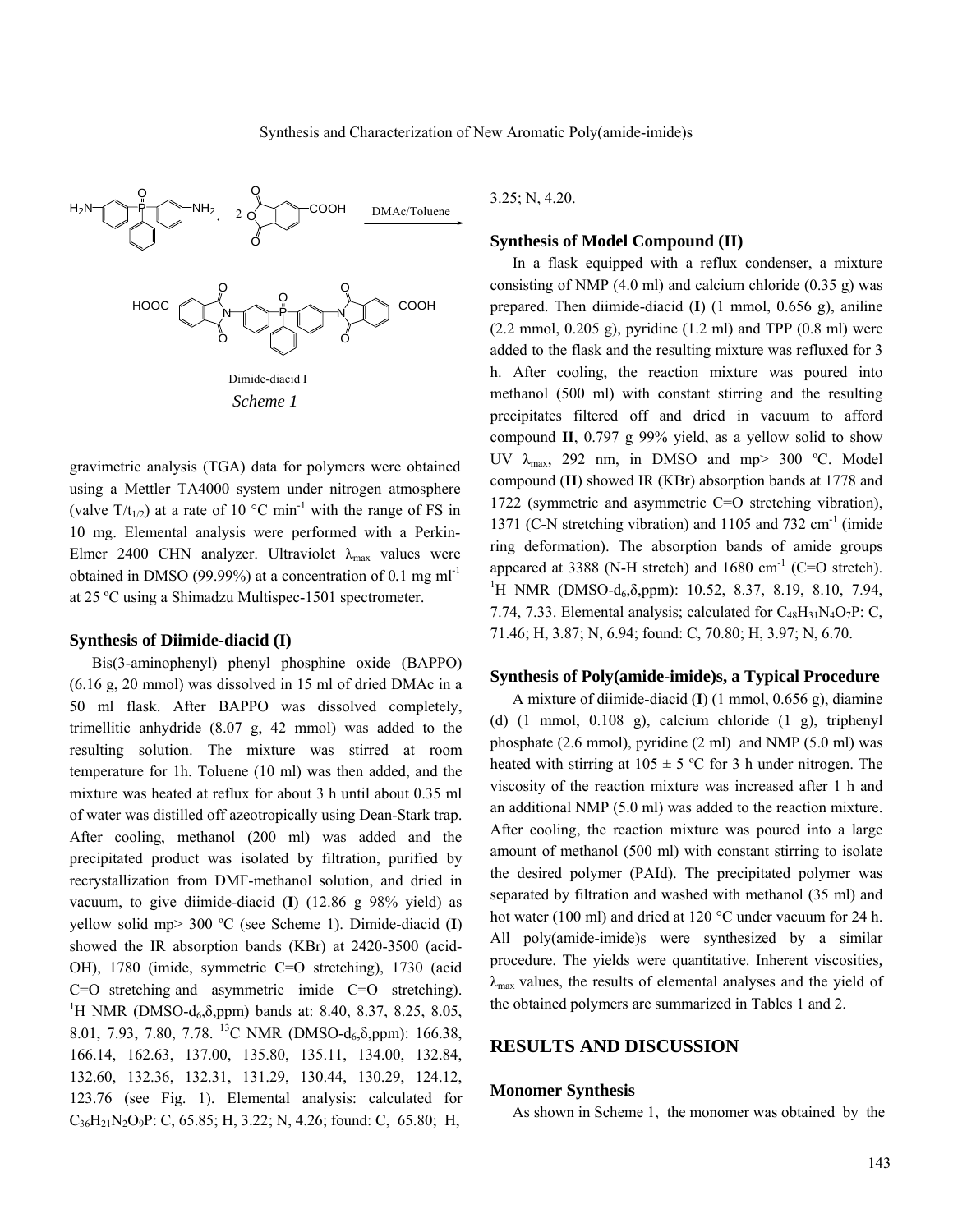DMAc/Toluene

Dimide-diacid I

*Scheme 1*

gravimetric analysis (TGA) data for polymers were obtained using a Mettler TA4000 system under nitrogen atmosphere (valve $T/t_{1/2}$) at a rate of 10 °C min$^{-1}$ with the range of FS in 10 mg. Elemental analysis were performed with a Perkin-Elmer 2400 CHN analyzer. Ultraviolet $\lambda_{max}$ values were obtained in DMSO (99.99%) at a concentration of 0.1 mg ml$^{-1}$ at 25 ºC using a Shimadzu Multispec-1501 spectrometer.

### Synthesis of Diimide-diacid (I)

Bis(3-aminophenyl) phenyl phosphine oxide (BAPPO) (6.16 g, 20 mmol) was dissolved in 15 ml of dried DMAc in a 50 ml flask. After BAPPO was dissolved completely, trimellitic anhydride (8.07 g, 42 mmol) was added to the resulting solution. The mixture was stirred at room temperature for 1h. Toluene (10 ml) was then added, and the mixture was heated at reflux for about 3 h until about 0.35 ml of water was distilled off azeotropically using Dean-Stark trap. After cooling, methanol (200 ml) was added and the precipitated product was isolated by filtration, purified by recrystallization from DMF-methanol solution, and dried in vacuum, to give diimide-diacid (**I**) (12.86 g 98% yield) as yellow solid mp> 300 ºC (see Scheme 1). Dimide-diacid (**I**) showed the IR absorption bands (KBr) at 2420-3500 (acid-OH), 1780 (imide, symmetric C=O stretching), 1730 (acid C=O stretching and asymmetric imide C=O stretching). $^{1}$H NMR (DMSO-$d_6$,δ,ppm) bands at: 8.40, 8.37, 8.25, 8.05, 8.01, 7.93, 7.80, 7.78. $^{13}$C NMR (DMSO-$d_6$,δ,ppm): 166.38, 166.14, 162.63, 137.00, 135.80, 135.11, 134.00, 132.84, 132.60, 132.36, 132.31, 131.29, 130.44, 130.29, 124.12, 123.76 (see Fig. 1). Elemental analysis: calculated for $C_{36}H_{21}N_2O_9P$: C, 65.85; H, 3.22; N, 4.26; found: C, 65.80; H, 3.25; N, 4.20.

### Synthesis of Model Compound (II)

In a flask equipped with a reflux condenser, a mixture consisting of NMP (4.0 ml) and calcium chloride (0.35 g) was prepared. Then diimide-diacid (**I**) (1 mmol, 0.656 g), aniline (2.2 mmol, 0.205 g), pyridine (1.2 ml) and TPP (0.8 ml) were added to the flask and the resulting mixture was refluxed for 3 h. After cooling, the reaction mixture was poured into methanol (500 ml) with constant stirring and the resulting precipitates filtered off and dried in vacuum to afford compound **II**, 0.797 g 99% yield, as a yellow solid to show UV $\lambda_{max}$, 292 nm, in DMSO and mp> 300 ºC. Model compound (**II**) showed IR (KBr) absorption bands at 1778 and 1722 (symmetric and asymmetric C=O stretching vibration), 1371 (C-N stretching vibration) and 1105 and 732 cm$^{-1}$ (imide ring deformation). The absorption bands of amide groups appeared at 3388 (N-H stretch) and 1680 cm$^{-1}$ (C=O stretch). $^{1}$H NMR (DMSO-$d_6$,δ,ppm): 10.52, 8.37, 8.19, 8.10, 7.94, 7.74, 7.33. Elemental analysis; calculated for $C_{48}H_{31}N_4O_7P$: C, 71.46; H, 3.87; N, 6.94; found: C, 70.80; H, 3.97; N, 6.70.

### Synthesis of Poly(amide-imide)s, a Typical Procedure

A mixture of diimide-diacid (**I**) (1 mmol, 0.656 g), diamine (d) (1 mmol, 0.108 g), calcium chloride (1 g), triphenyl phosphate (2.6 mmol), pyridine (2 ml) and NMP (5.0 ml) was heated with stirring at 105 ± 5 ºC for 3 h under nitrogen. The viscosity of the reaction mixture was increased after 1 h and an additional NMP (5.0 ml) was added to the reaction mixture. After cooling, the reaction mixture was poured into a large amount of methanol (500 ml) with constant stirring to isolate the desired polymer (PAId). The precipitated polymer was separated by filtration and washed with methanol (35 ml) and hot water (100 ml) and dried at 120 °C under vacuum for 24 h. All poly(amide-imide)s were synthesized by a similar procedure. The yields were quantitative. Inherent viscosities, $\lambda_{max}$ values, the results of elemental analyses and the yield of the obtained polymers are summarized in Tables 1 and 2.

## RESULTS AND DISCUSSION

### Monomer Synthesis

As shown in Scheme 1, the monomer was obtained by the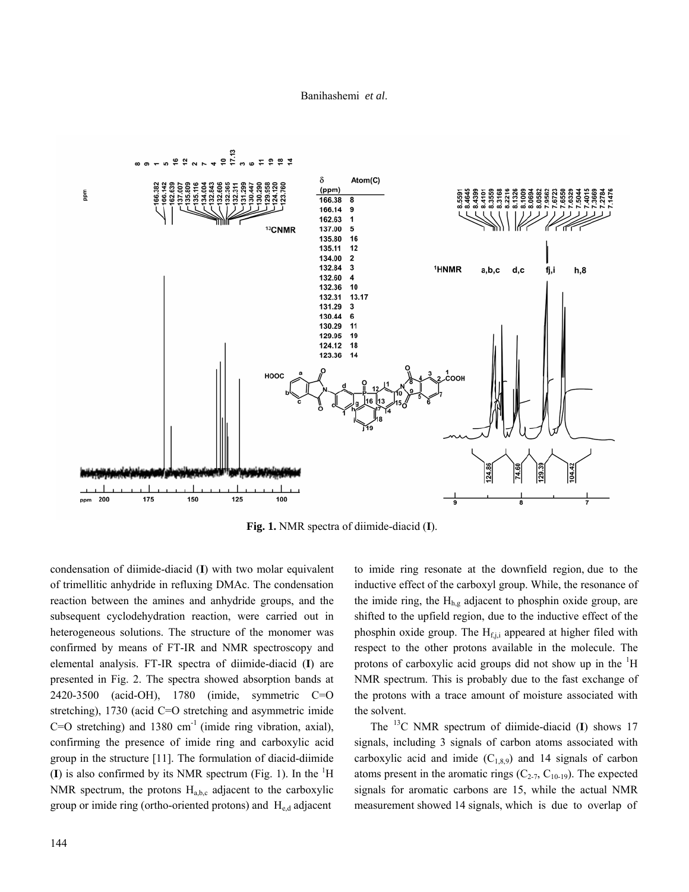**Fig. 1.** NMR spectra of diimide-diacid (**I**).

condensation of diimide-diacid (**I**) with two molar equivalent of trimellitic anhydride in refluxing DMAc. The condensation reaction between the amines and anhydride groups, and the subsequent cyclodehydration reaction, were carried out in heterogeneous solutions. The structure of the monomer was confirmed by means of FT-IR and NMR spectroscopy and elemental analysis. FT-IR spectra of diimide-diacid (**I**) are presented in Fig. 2. The spectra showed absorption bands at 2420-3500 (acid-OH), 1780 (imide, symmetric C=O stretching), 1730 (acid C=O stretching and asymmetric imide C=O stretching) and 1380 $cm^{-1}$ (imide ring vibration, axial), confirming the presence of imide ring and carboxylic acid group in the structure [11]. The formulation of diacid-diimide (**I**) is also confirmed by its NMR spectrum (Fig. 1). In the $^1H$ NMR spectrum, the protons $H_{a,b,c}$ adjacent to the carboxylic group or imide ring (ortho-oriented protons) and $H_{e,d}$ adjacent to imide ring resonate at the downfield region, due to the inductive effect of the carboxyl group. While, the resonance of the imide ring, the $H_{h,g}$ adjacent to phosphin oxide group, are shifted to the upfield region, due to the inductive effect of the phosphin oxide group. The $H_{f,j,i}$ appeared at higher filed with respect to the other protons available in the molecule. The protons of carboxylic acid groups did not show up in the $^1H$ NMR spectrum. This is probably due to the fast exchange of the protons with a trace amount of moisture associated with the solvent.

The $^{13}C$ NMR spectrum of diimide-diacid (**I**) shows 17 signals, including 3 signals of carbon atoms associated with carboxylic acid and imide ($C_{1,8,9}$) and 14 signals of carbon atoms present in the aromatic rings ($C_{2\text{-}7}$, $C_{10\text{-}19}$). The expected signals for aromatic carbons are 15, while the actual NMR measurement showed 14 signals, which is due to overlap of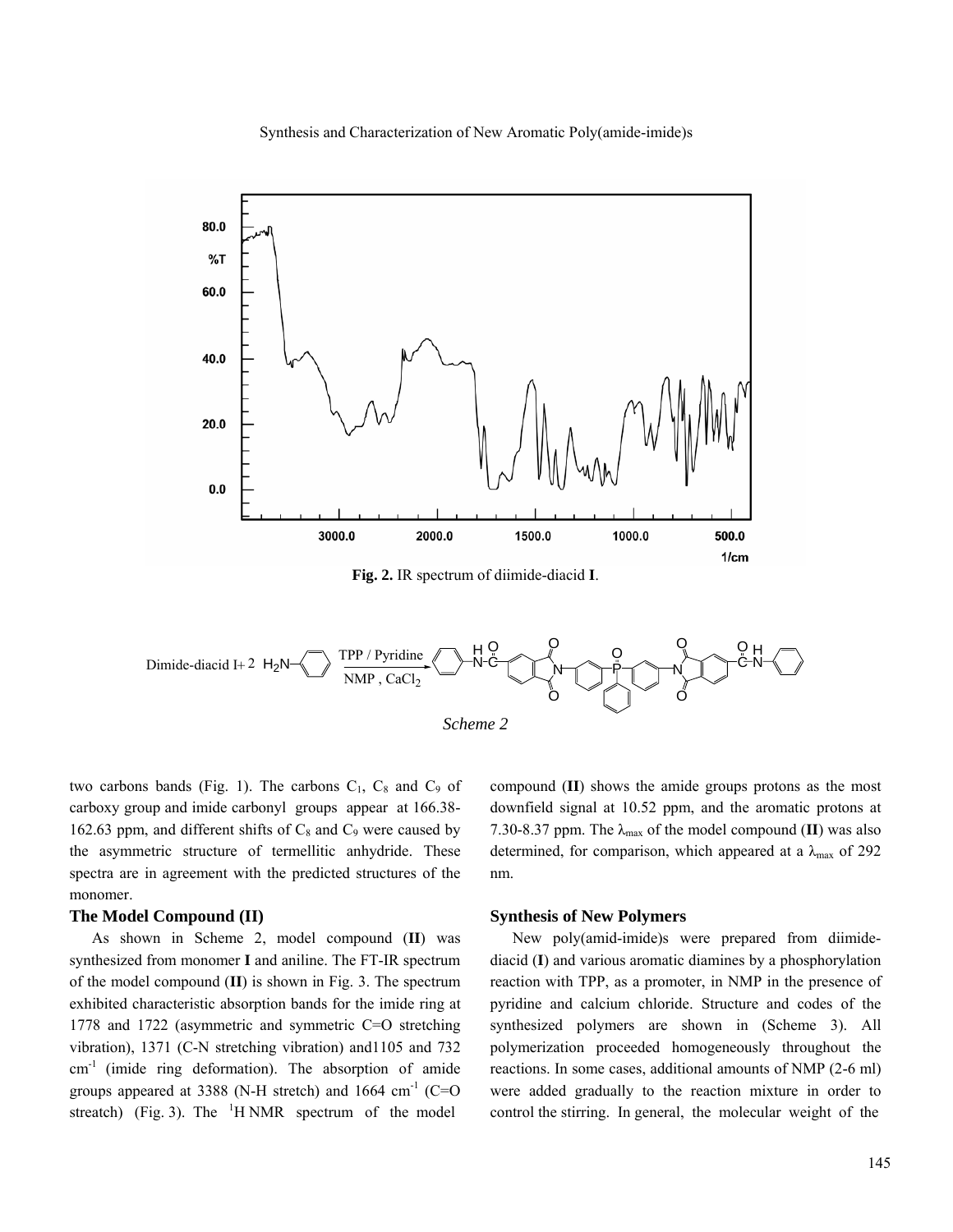**Fig. 2.** IR spectrum of diimide-diacid **I**.

*Scheme 2*

two carbons bands (Fig. 1). The carbons $C_1$, $C_8$ and $C_9$ of carboxy group and imide carbonyl groups appear at 166.38-162.63 ppm, and different shifts of $C_8$ and $C_9$ were caused by the asymmetric structure of termellitic anhydride. These spectra are in agreement with the predicted structures of the monomer.

### The Model Compound (II)

As shown in Scheme 2, model compound (**II**) was synthesized from monomer **I** and aniline. The FT-IR spectrum of the model compound (**II**) is shown in Fig. 3. The spectrum exhibited characteristic absorption bands for the imide ring at 1778 and 1722 (asymmetric and symmetric C=O stretching vibration), 1371 (C-N stretching vibration) and1105 and 732 $cm^{-1}$ (imide ring deformation). The absorption of amide groups appeared at 3388 (N-H stretch) and 1664 $cm^{-1}$ (C=O streatch) (Fig. 3). The $^{1}$H NMR spectrum of the model compound (**II**) shows the amide groups protons as the most downfield signal at 10.52 ppm, and the aromatic protons at 7.30-8.37 ppm. The $\lambda_{max}$ of the model compound (**II**) was also determined, for comparison, which appeared at a $\lambda_{max}$ of 292 nm.

### Synthesis of New Polymers

New poly(amid-imide)s were prepared from diimide-diacid (**I**) and various aromatic diamines by a phosphorylation reaction with TPP, as a promoter, in NMP in the presence of pyridine and calcium chloride. Structure and codes of the synthesized polymers are shown in (Scheme 3). All polymerization proceeded homogeneously throughout the reactions. In some cases, additional amounts of NMP (2-6 ml) were added gradually to the reaction mixture in order to control the stirring. In general, the molecular weight of the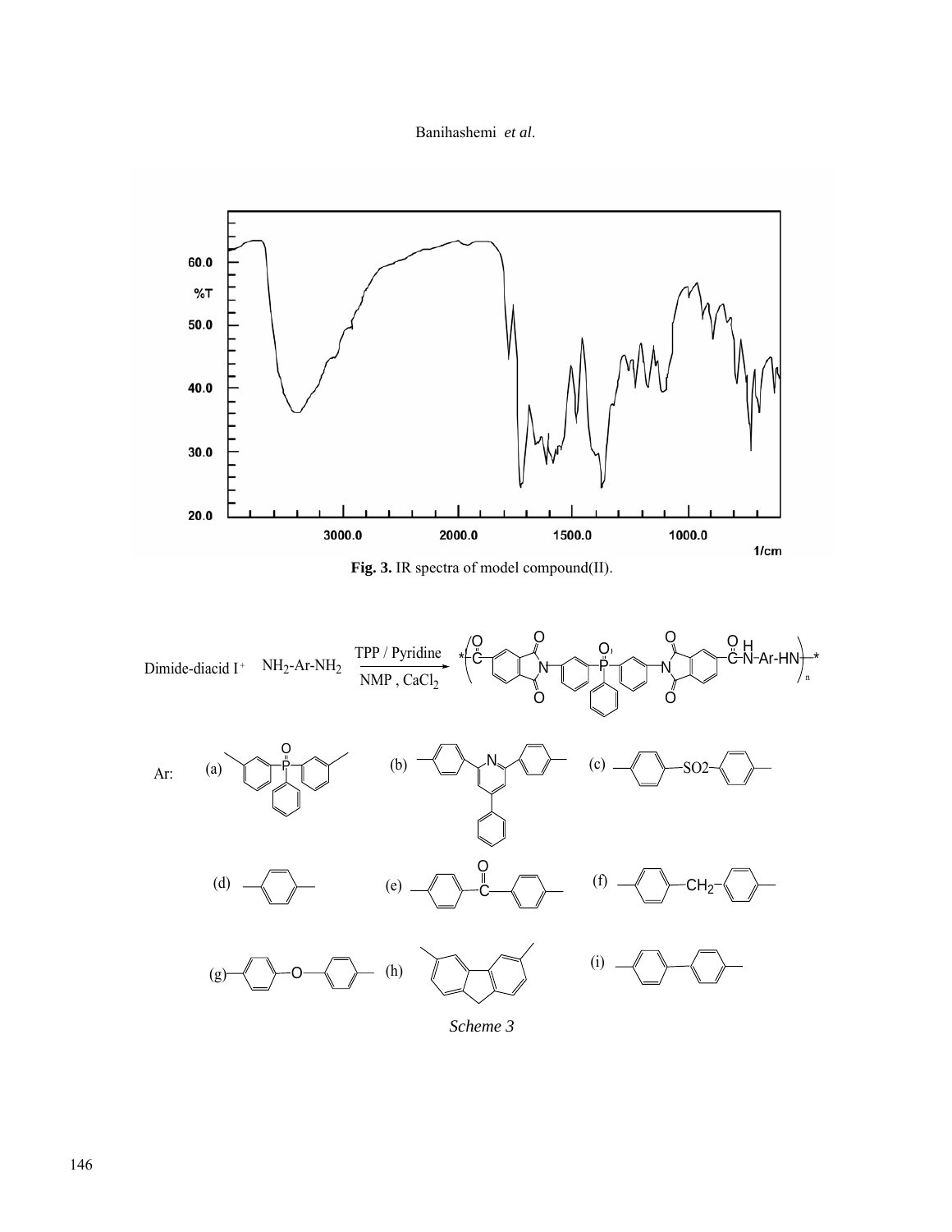Fig. 3. IR spectra of model compound(II).

Dimide-diacid I + $NH_2$-Ar-$NH_2$ $\xrightarrow[\text{NMP, CaCl}_2]{\text{TPP / Pyridine}}$

Ar: (a) (b) (c) (d) (e) (f) (g) (h) (i)

*Scheme 3*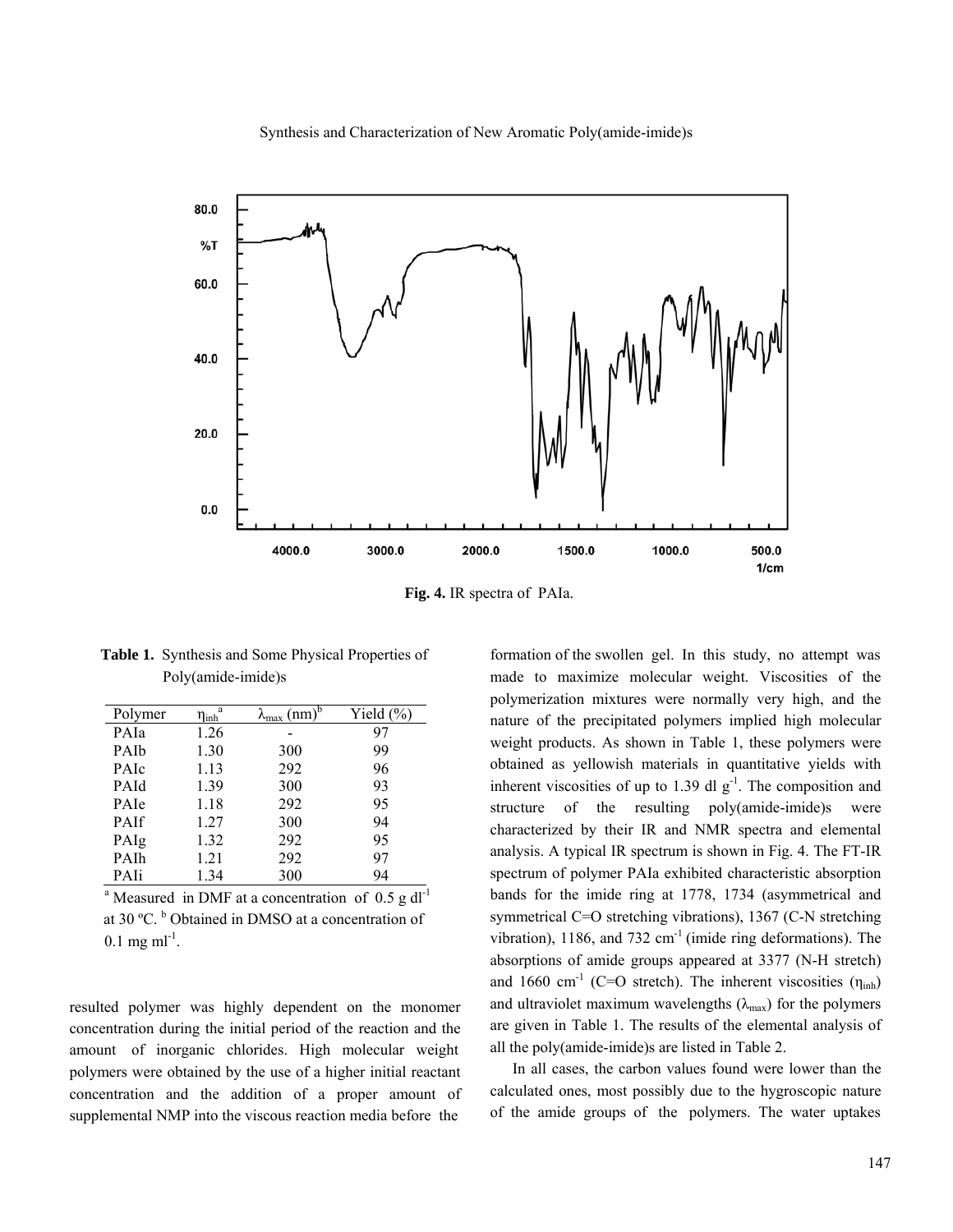**Fig. 4.** IR spectra of PAIa.

**Table 1.** Synthesis and Some Physical Properties of Poly(amide-imide)s

| Polymer | $\eta_{inh}$[a] | $\lambda_{max}$ (nm)[b] | Yield (%) |
|---|---|---|---|
| PAIa | 1.26 | - | 97 |
| PAIb | 1.30 | 300 | 99 |
| PAIc | 1.13 | 292 | 96 |
| PAId | 1.39 | 300 | 93 |
| PAIe | 1.18 | 292 | 95 |
| PAIf | 1.27 | 300 | 94 |
| PAIg | 1.32 | 292 | 95 |
| PAIh | 1.21 | 292 | 97 |
| PAIi | 1.34 | 300 | 94 |

[a] Measured in DMF at a concentration of 0.5 g $dl^{-1}$ at 30 ºC. [b] Obtained in DMSO at a concentration of 0.1 mg $ml^{-1}$.

resulted polymer was highly dependent on the monomer concentration during the initial period of the reaction and the amount of inorganic chlorides. High molecular weight polymers were obtained by the use of a higher initial reactant concentration and the addition of a proper amount of supplemental NMP into the viscous reaction media before the formation of the swollen gel. In this study, no attempt was made to maximize molecular weight. Viscosities of the polymerization mixtures were normally very high, and the nature of the precipitated polymers implied high molecular weight products. As shown in Table 1, these polymers were obtained as yellowish materials in quantitative yields with inherent viscosities of up to 1.39 dl $g^{-1}$. The composition and structure of the resulting poly(amide-imide)s were characterized by their IR and NMR spectra and elemental analysis. A typical IR spectrum is shown in Fig. 4. The FT-IR spectrum of polymer PAIa exhibited characteristic absorption bands for the imide ring at 1778, 1734 (asymmetrical and symmetrical C=O stretching vibrations), 1367 (C-N stretching vibration), 1186, and 732 $cm^{-1}$ (imide ring deformations). The absorptions of amide groups appeared at 3377 (N-H stretch) and 1660 $cm^{-1}$ (C=O stretch). The inherent viscosities ($\eta_{inh}$) and ultraviolet maximum wavelengths ($\lambda_{max}$) for the polymers are given in Table 1. The results of the elemental analysis of all the poly(amide-imide)s are listed in Table 2.

In all cases, the carbon values found were lower than the calculated ones, most possibly due to the hygroscopic nature of the amide groups of the polymers. The water uptakes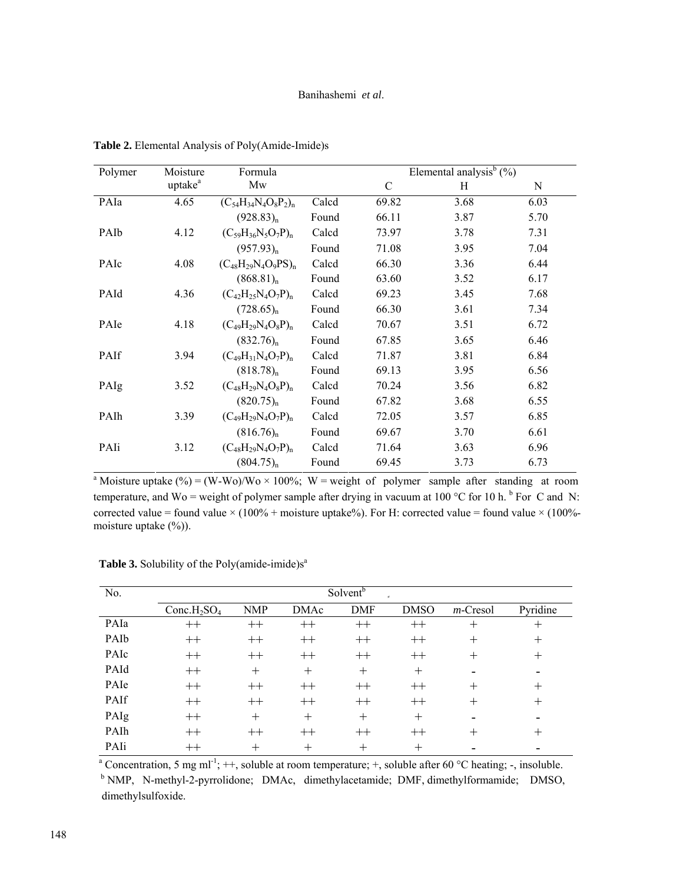**Table 2.** Elemental Analysis of Poly(Amide-Imide)s

| Polymer | Moisture uptake[a] | Formula Mw | | Elemental analysis[b] (%) | | |
|---|---|---|---|---|---|---|
| | | | | C | H | N |
| PAIa | 4.65 | $(C_{54}H_{34}N_4O_8P_2)_n$ | Calcd | 69.82 | 3.68 | 6.03 |
| | | $(928.83)_n$ | Found | 66.11 | 3.87 | 5.70 |
| PAIb | 4.12 | $(C_{59}H_{36}N_5O_7P)_n$ | Calcd | 73.97 | 3.78 | 7.31 |
| | | $(957.93)_n$ | Found | 71.08 | 3.95 | 7.04 |
| PAIc | 4.08 | $(C_{48}H_{29}N_4O_9PS)_n$ | Calcd | 66.30 | 3.36 | 6.44 |
| | | $(868.81)_n$ | Found | 63.60 | 3.52 | 6.17 |
| PAId | 4.36 | $(C_{42}H_{25}N_4O_7P)_n$ | Calcd | 69.23 | 3.45 | 7.68 |
| | | $(728.65)_n$ | Found | 66.30 | 3.61 | 7.34 |
| PAIe | 4.18 | $(C_{49}H_{29}N_4O_8P)_n$ | Calcd | 70.67 | 3.51 | 6.72 |
| | | $(832.76)_n$ | Found | 67.85 | 3.65 | 6.46 |
| PAIf | 3.94 | $(C_{49}H_{31}N_4O_7P)_n$ | Calcd | 71.87 | 3.81 | 6.84 |
| | | $(818.78)_n$ | Found | 69.13 | 3.95 | 6.56 |
| PAIg | 3.52 | $(C_{48}H_{29}N_4O_8P)_n$ | Calcd | 70.24 | 3.56 | 6.82 |
| | | $(820.75)_n$ | Found | 67.82 | 3.68 | 6.55 |
| PAIh | 3.39 | $(C_{49}H_{29}N_4O_7P)_n$ | Calcd | 72.05 | 3.57 | 6.85 |
| | | $(816.76)_n$ | Found | 69.67 | 3.70 | 6.61 |
| PAIi | 3.12 | $(C_{48}H_{29}N_4O_7P)_n$ | Calcd | 71.64 | 3.63 | 6.96 |
| | | $(804.75)_n$ | Found | 69.45 | 3.73 | 6.73 |

[a] Moisture uptake (%) = (W-Wo)/Wo × 100%; W = weight of polymer sample after standing at room temperature, and Wo = weight of polymer sample after drying in vacuum at 100 °C for 10 h. [b] For C and N: corrected value = found value × (100% + moisture uptake%). For H: corrected value = found value × (100%-moisture uptake (%)).

**Table 3.** Solubility of the Poly(amide-imide)s[a]

| No. | Solvent[b] | | | | | | |
|---|---|---|---|---|---|---|---|
| | Conc.$H_2SO_4$ | NMP | DMAc | DMF | DMSO | *m*-Cresol | Pyridine |
| PAIa | ++ | ++ | ++ | ++ | ++ | + | + |
| PAIb | ++ | ++ | ++ | ++ | ++ | + | + |
| PAIc | ++ | ++ | ++ | ++ | ++ | + | + |
| PAId | ++ | + | + | + | + | - | - |
| PAIe | ++ | ++ | ++ | ++ | ++ | + | + |
| PAIf | ++ | ++ | ++ | ++ | ++ | + | + |
| PAIg | ++ | + | + | + | + | - | - |
| PAIh | ++ | ++ | ++ | ++ | ++ | + | + |
| PAIi | ++ | + | + | + | + | - | - |

[a] Concentration, 5 mg ml$^{-1}$; ++, soluble at room temperature; +, soluble after 60 °C heating; -, insoluble.
[b] NMP, N-methyl-2-pyrrolidone; DMAc, dimethylacetamide; DMF, dimethylformamide; DMSO, dimethylsulfoxide.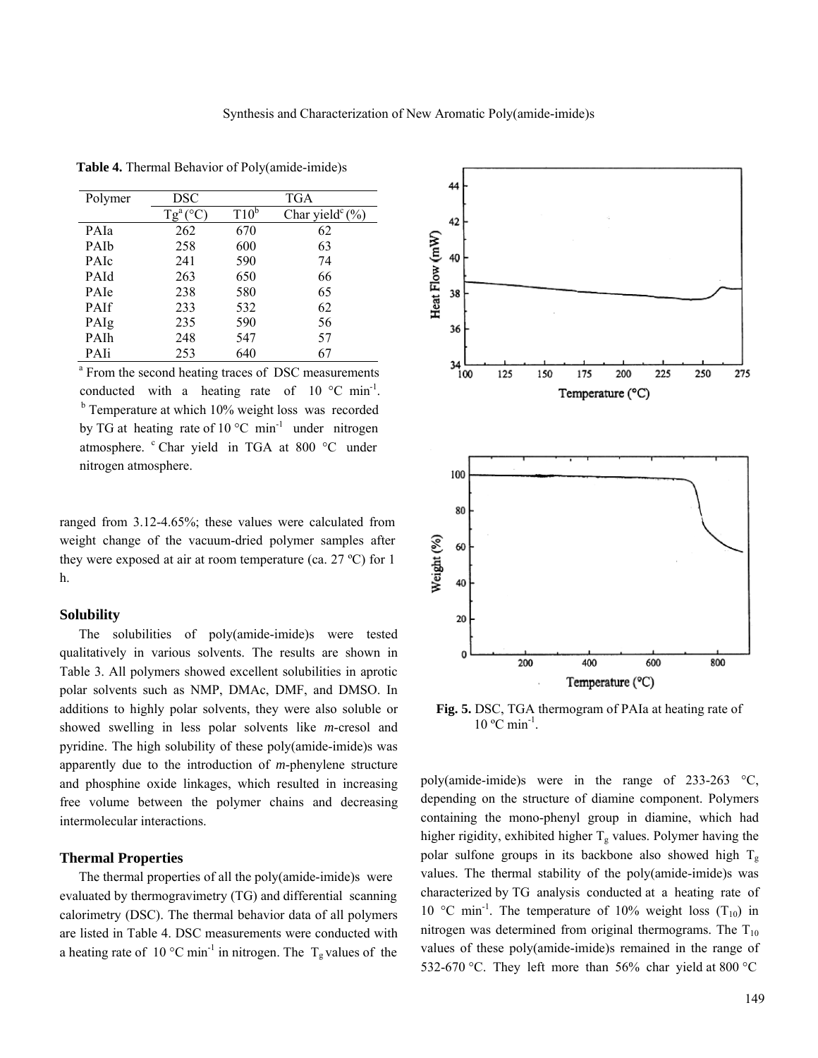**Table 4.** Thermal Behavior of Poly(amide-imide)s

| Polymer | DSC | TGA | |
|---|---|---|---|
| | Tg[a] (°C) | T10[b] | Char yield[c] (%) |
| PAIa | 262 | 670 | 62 |
| PAIb | 258 | 600 | 63 |
| PAIc | 241 | 590 | 74 |
| PAId | 263 | 650 | 66 |
| PAIe | 238 | 580 | 65 |
| PAIf | 233 | 532 | 62 |
| PAIg | 235 | 590 | 56 |
| PAIh | 248 | 547 | 57 |
| PAIi | 253 | 640 | 67 |

[a] From the second heating traces of DSC measurements conducted with a heating rate of 10 °C $min^{-1}$. [b] Temperature at which 10% weight loss was recorded by TG at heating rate of 10 °C $min^{-1}$ under nitrogen atmosphere. [c] Char yield in TGA at 800 °C under nitrogen atmosphere.

ranged from 3.12-4.65%; these values were calculated from weight change of the vacuum-dried polymer samples after they were exposed at air at room temperature (ca. 27 ºC) for 1 h.

### Solubility

The solubilities of poly(amide-imide)s were tested qualitatively in various solvents. The results are shown in Table 3. All polymers showed excellent solubilities in aprotic polar solvents such as NMP, DMAc, DMF, and DMSO. In additions to highly polar solvents, they were also soluble or showed swelling in less polar solvents like *m*-cresol and pyridine. The high solubility of these poly(amide-imide)s was apparently due to the introduction of *m*-phenylene structure and phosphine oxide linkages, which resulted in increasing free volume between the polymer chains and decreasing intermolecular interactions.

### Thermal Properties

The thermal properties of all the poly(amide-imide)s were evaluated by thermogravimetry (TG) and differential scanning calorimetry (DSC). The thermal behavior data of all polymers are listed in Table 4. DSC measurements were conducted with a heating rate of 10 °C $min^{-1}$ in nitrogen. The $T_g$ values of the poly(amide-imide)s were in the range of 233-263 °C, depending on the structure of diamine component. Polymers containing the mono-phenyl group in diamine, which had higher rigidity, exhibited higher $T_g$ values. Polymer having the polar sulfone groups in its backbone also showed high $T_g$ values. The thermal stability of the poly(amide-imide)s was characterized by TG analysis conducted at a heating rate of 10 °C $min^{-1}$. The temperature of 10% weight loss ($T_{10}$) in nitrogen was determined from original thermograms. The $T_{10}$ values of these poly(amide-imide)s remained in the range of 532-670 °C. They left more than 56% char yield at 800 °C

**Fig. 5.** DSC, TGA thermogram of PAIa at heating rate of 10 ºC $min^{-1}$.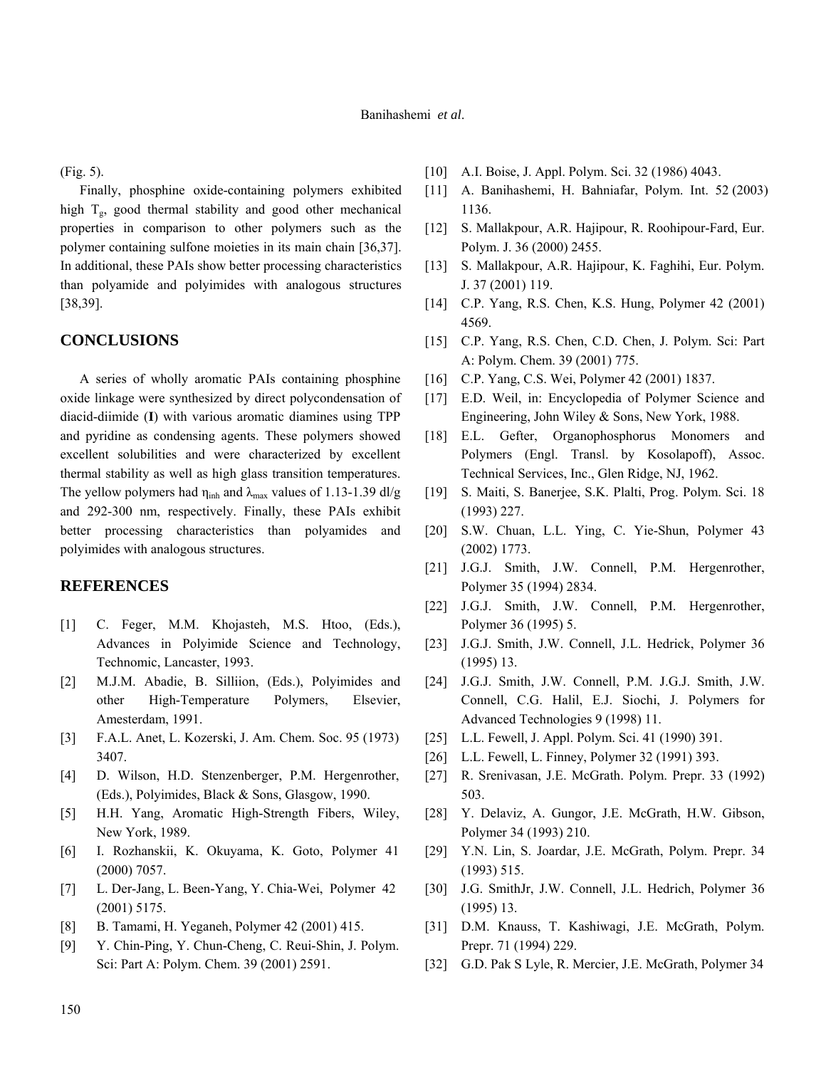(Fig. 5).

Finally, phosphine oxide-containing polymers exhibited high $T_g$, good thermal stability and good other mechanical properties in comparison to other polymers such as the polymer containing sulfone moieties in its main chain [36,37]. In additional, these PAIs show better processing characteristics than polyamide and polyimides with analogous structures [38,39].

## CONCLUSIONS

A series of wholly aromatic PAIs containing phosphine oxide linkage were synthesized by direct polycondensation of diacid-diimide (**I**) with various aromatic diamines using TPP and pyridine as condensing agents. These polymers showed excellent solubilities and were characterized by excellent thermal stability as well as high glass transition temperatures. The yellow polymers had $\eta_{inh}$ and $\lambda_{max}$ values of 1.13-1.39 dl/g and 292-300 nm, respectively. Finally, these PAIs exhibit better processing characteristics than polyamides and polyimides with analogous structures.

## REFERENCES

[1] C. Feger, M.M. Khojasteh, M.S. Htoo, (Eds.), Advances in Polyimide Science and Technology, Technomic, Lancaster, 1993.

[2] M.J.M. Abadie, B. Silliion, (Eds.), Polyimides and other High-Temperature Polymers, Elsevier, Amesterdam, 1991.

[3] F.A.L. Anet, L. Kozerski, J. Am. Chem. Soc. 95 (1973) 3407.

[4] D. Wilson, H.D. Stenzenberger, P.M. Hergenrother, (Eds.), Polyimides, Black & Sons, Glasgow, 1990.

[5] H.H. Yang, Aromatic High-Strength Fibers, Wiley, New York, 1989.

[6] I. Rozhanskii, K. Okuyama, K. Goto, Polymer 41 (2000) 7057.

[7] L. Der-Jang, L. Been-Yang, Y. Chia-Wei, Polymer 42 (2001) 5175.

[8] B. Tamami, H. Yeganeh, Polymer 42 (2001) 415.

[9] Y. Chin-Ping, Y. Chun-Cheng, C. Reui-Shin, J. Polym. Sci: Part A: Polym. Chem. 39 (2001) 2591.

[10] A.I. Boise, J. Appl. Polym. Sci. 32 (1986) 4043.

[11] A. Banihashemi, H. Bahniafar, Polym. Int. 52 (2003) 1136.

[12] S. Mallakpour, A.R. Hajipour, R. Roohipour-Fard, Eur. Polym. J. 36 (2000) 2455.

[13] S. Mallakpour, A.R. Hajipour, K. Faghihi, Eur. Polym. J. 37 (2001) 119.

[14] C.P. Yang, R.S. Chen, K.S. Hung, Polymer 42 (2001) 4569.

[15] C.P. Yang, R.S. Chen, C.D. Chen, J. Polym. Sci: Part A: Polym. Chem. 39 (2001) 775.

[16] C.P. Yang, C.S. Wei, Polymer 42 (2001) 1837.

[17] E.D. Weil, in: Encyclopedia of Polymer Science and Engineering, John Wiley & Sons, New York, 1988.

[18] E.L. Gefter, Organophosphorus Monomers and Polymers (Engl. Transl. by Kosolapoff), Assoc. Technical Services, Inc., Glen Ridge, NJ, 1962.

[19] S. Maiti, S. Banerjee, S.K. Plalti, Prog. Polym. Sci. 18 (1993) 227.

[20] S.W. Chuan, L.L. Ying, C. Yie-Shun, Polymer 43 (2002) 1773.

[21] J.G.J. Smith, J.W. Connell, P.M. Hergenrother, Polymer 35 (1994) 2834.

[22] J.G.J. Smith, J.W. Connell, P.M. Hergenrother, Polymer 36 (1995) 5.

[23] J.G.J. Smith, J.W. Connell, J.L. Hedrick, Polymer 36 (1995) 13.

[24] J.G.J. Smith, J.W. Connell, P.M. J.G.J. Smith, J.W. Connell, C.G. Halil, E.J. Siochi, J. Polymers for Advanced Technologies 9 (1998) 11.

[25] L.L. Fewell, J. Appl. Polym. Sci. 41 (1990) 391.

[26] L.L. Fewell, L. Finney, Polymer 32 (1991) 393.

[27] R. Srenivasan, J.E. McGrath. Polym. Prepr. 33 (1992) 503.

[28] Y. Delaviz, A. Gungor, J.E. McGrath, H.W. Gibson, Polymer 34 (1993) 210.

[29] Y.N. Lin, S. Joardar, J.E. McGrath, Polym. Prepr. 34 (1993) 515.

[30] J.G. SmithJr, J.W. Connell, J.L. Hedrich, Polymer 36 (1995) 13.

[31] D.M. Knauss, T. Kashiwagi, J.E. McGrath, Polym. Prepr. 71 (1994) 229.

[32] G.D. Pak S Lyle, R. Mercier, J.E. McGrath, Polymer 34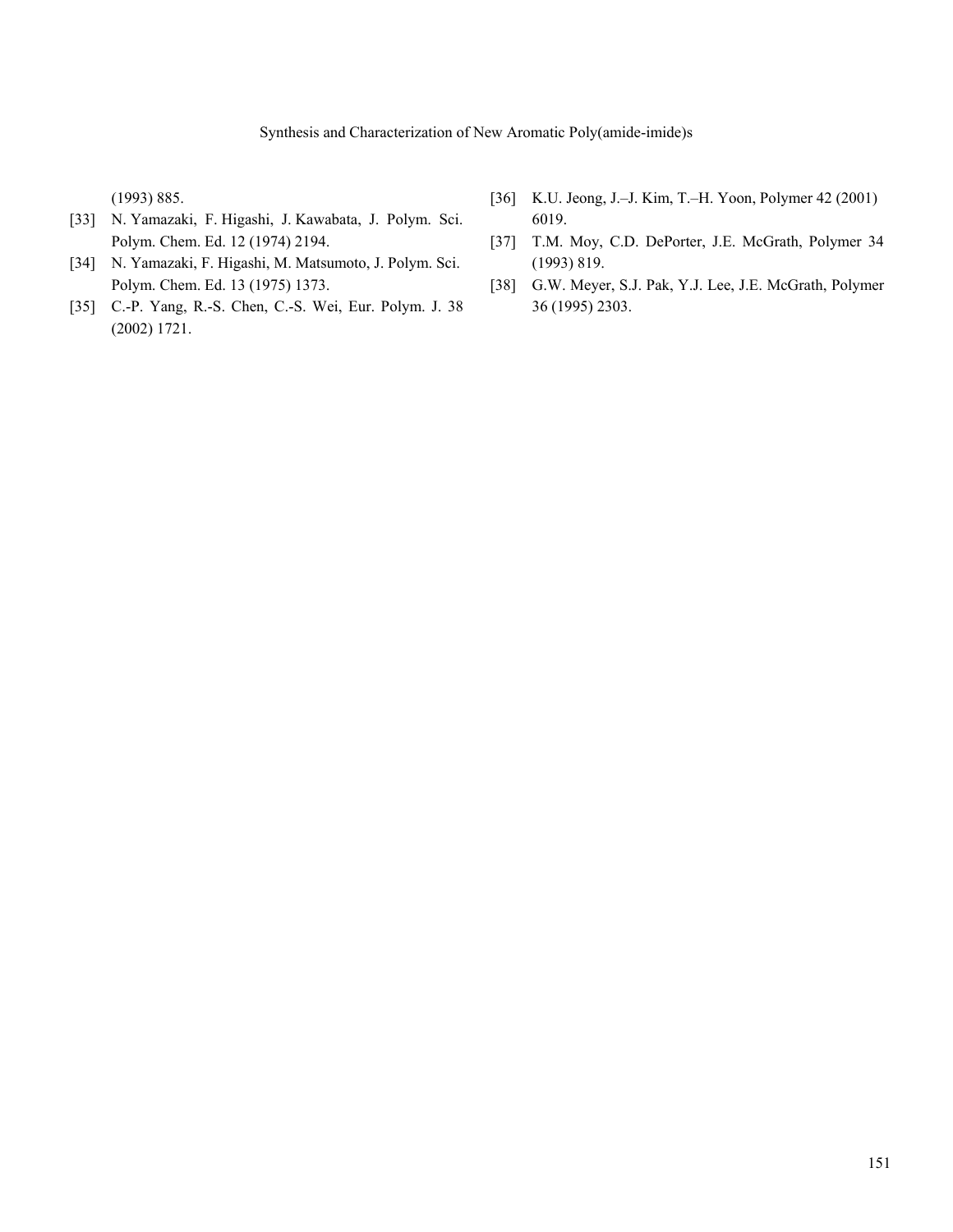(1993) 885.

[33] N. Yamazaki, F. Higashi, J. Kawabata, J. Polym. Sci. Polym. Chem. Ed. 12 (1974) 2194.

[34] N. Yamazaki, F. Higashi, M. Matsumoto, J. Polym. Sci. Polym. Chem. Ed. 13 (1975) 1373.

[35] C.-P. Yang, R.-S. Chen, C.-S. Wei, Eur. Polym. J. 38 (2002) 1721.

[36] K.U. Jeong, J.–J. Kim, T.–H. Yoon, Polymer 42 (2001) 6019.

[37] T.M. Moy, C.D. DePorter, J.E. McGrath, Polymer 34 (1993) 819.

[38] G.W. Meyer, S.J. Pak, Y.J. Lee, J.E. McGrath, Polymer 36 (1995) 2303.